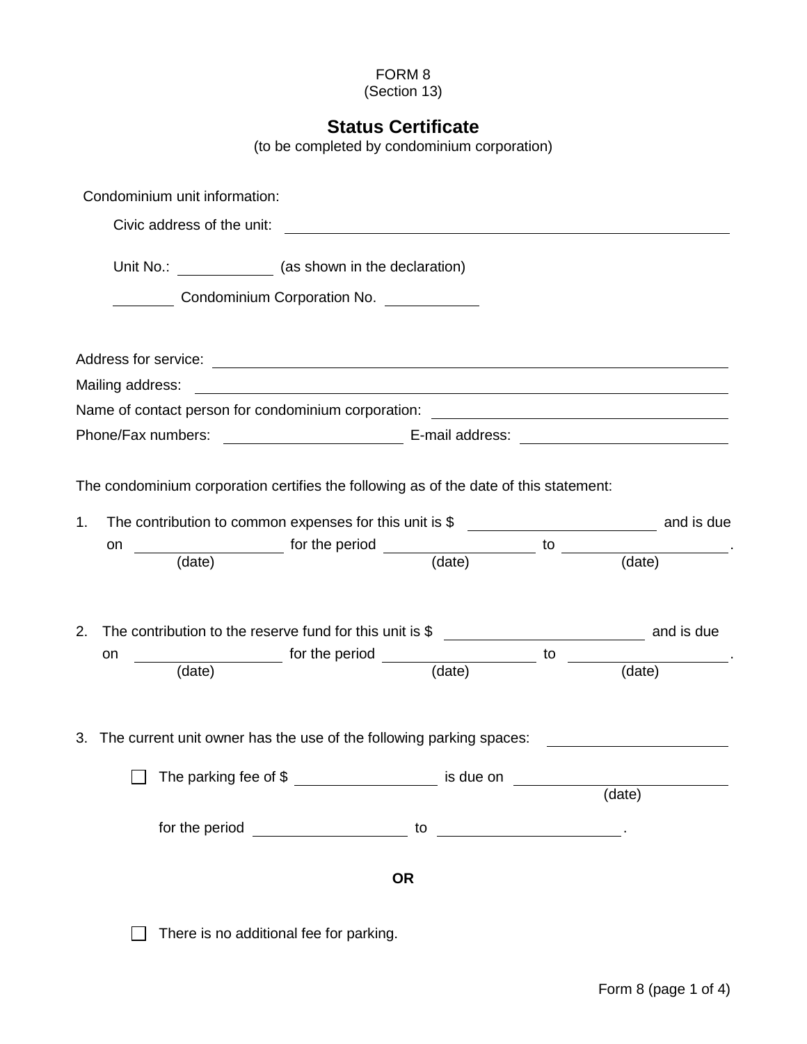FORM 8
(Section 13)

# Status Certificate

(to be completed by condominium corporation)

Condominium unit information:

Civic address of the unit: ______________________________

Unit No.: __________ (as shown in the declaration)

________ Condominium Corporation No. __________

Address for service: ______________________________

Mailing address: ______________________________

Name of contact person for condominium corporation: ______________________________

Phone/Fax numbers: __________________ E-mail address: __________________

The condominium corporation certifies the following as of the date of this statement:

1. The contribution to common expenses for this unit is $ __________________ and is due on __________________ (date) for the period __________________ (date) to __________________ (date).

2. The contribution to the reserve fund for this unit is $ __________________ and is due on __________________ (date) for the period __________________ (date) to __________________ (date).

3. The current unit owner has the use of the following parking spaces: __________________

   ☐ The parking fee of $ __________________ is due on __________________ (date)

   for the period __________________ to __________________.

   **OR**

   ☐ There is no additional fee for parking.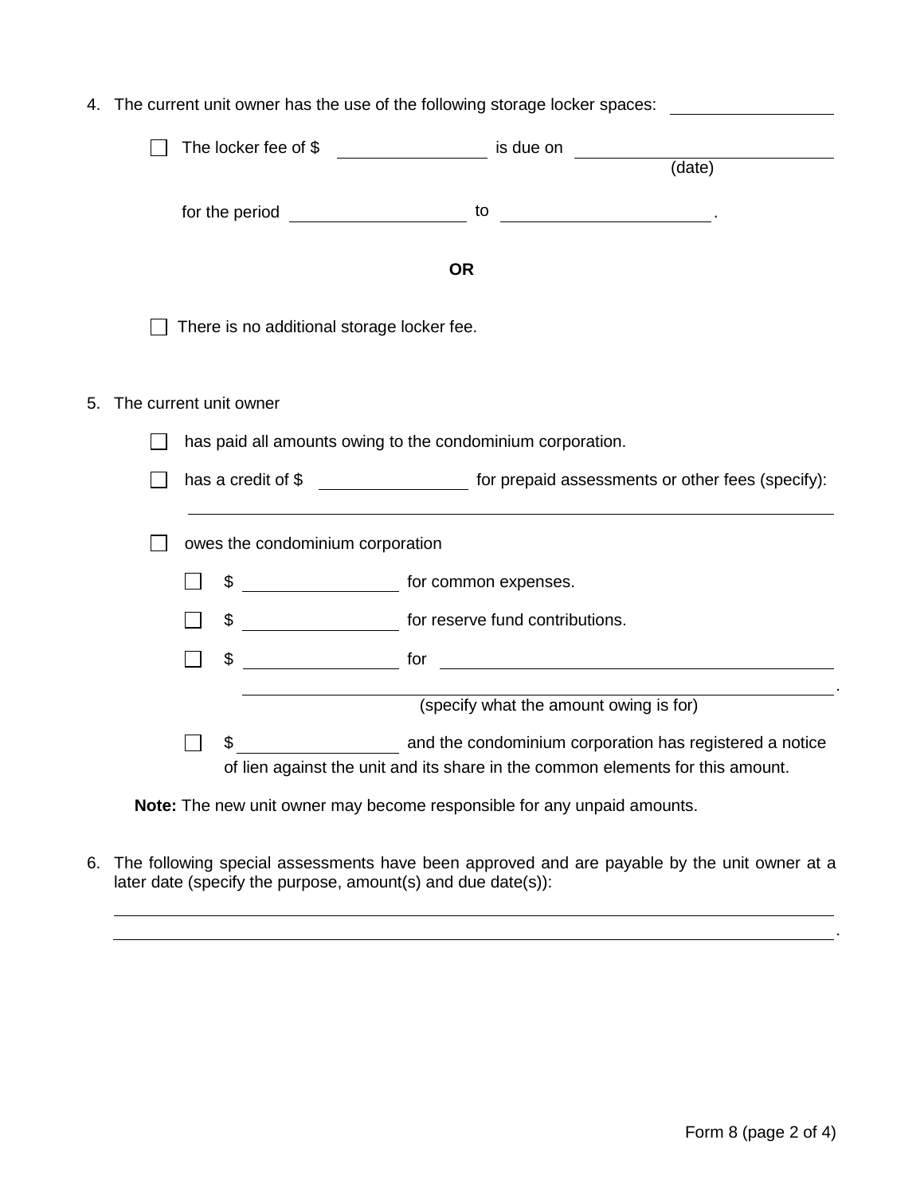4. The current unit owner has the use of the following storage locker spaces: ____________

   ☐ The locker fee of $ ____________ is due on ____________ (date)

   for the period ____________ to ____________.

   **OR**

   ☐ There is no additional storage locker fee.

5. The current unit owner

   ☐ has paid all amounts owing to the condominium corporation.

   ☐ has a credit of $ ____________ for prepaid assessments or other fees (specify):

   ________________________________________________

   ☐ owes the condominium corporation

   - ☐ $ ____________ for common expenses.
   - ☐ $ ____________ for reserve fund contributions.
   - ☐ $ ____________ for ________________________________________________

     ________________________________________________.
     (specify what the amount owing is for)
   - ☐ $ ____________ and the condominium corporation has registered a notice of lien against the unit and its share in the common elements for this amount.

   **Note:** The new unit owner may become responsible for any unpaid amounts.

6. The following special assessments have been approved and are payable by the unit owner at a later date (specify the purpose, amount(s) and due date(s)):

   ________________________________________________

   ________________________________________________.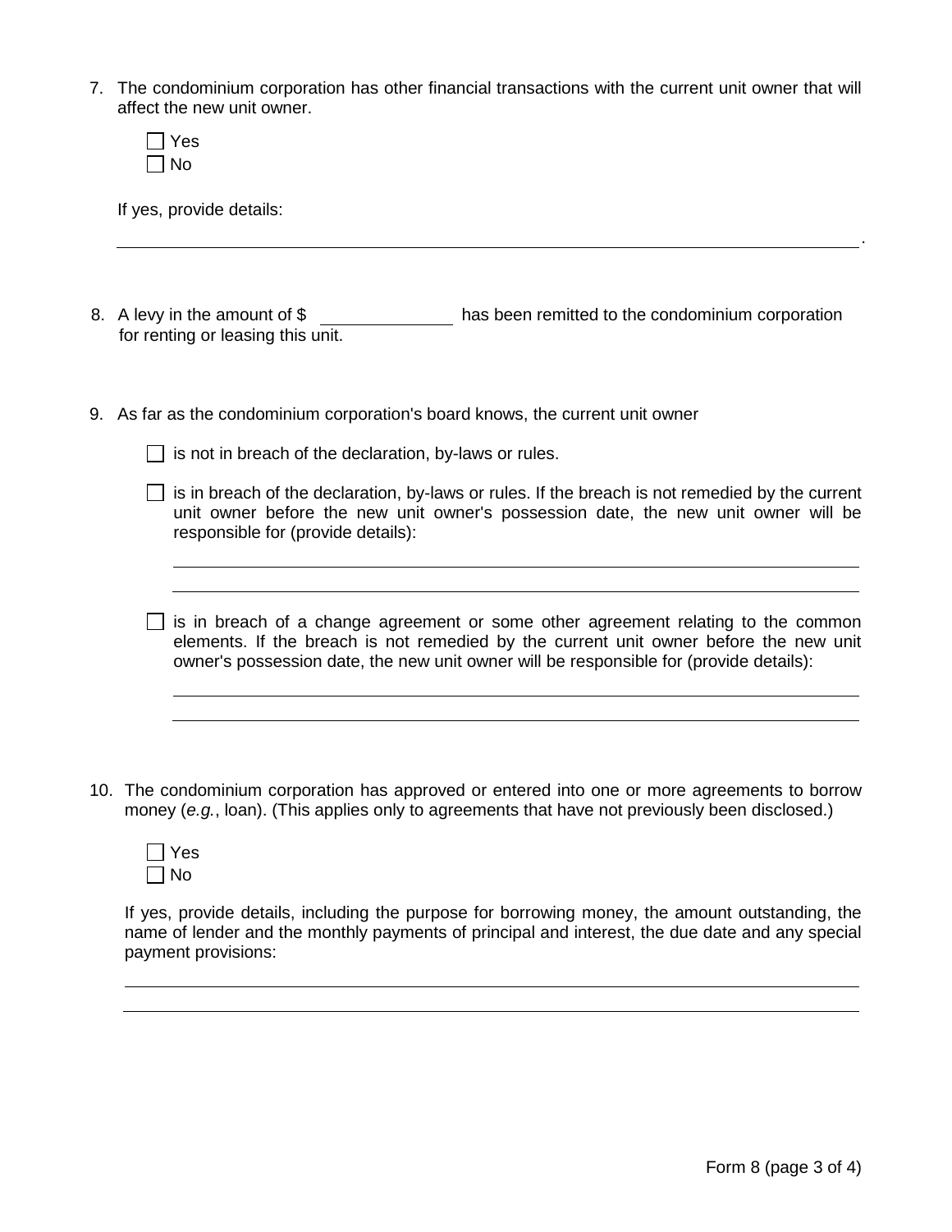7. The condominium corporation has other financial transactions with the current unit owner that will affect the new unit owner.

   ☐ Yes
   ☐ No

   If yes, provide details:

   ______________________________________________________________.

8. A levy in the amount of $ ____________ has been remitted to the condominium corporation for renting or leasing this unit.

9. As far as the condominium corporation's board knows, the current unit owner

   ☐ is not in breach of the declaration, by-laws or rules.

   ☐ is in breach of the declaration, by-laws or rules. If the breach is not remedied by the current unit owner before the new unit owner's possession date, the new unit owner will be responsible for (provide details):

   ______________________________________________________________

   ______________________________________________________________

   ☐ is in breach of a change agreement or some other agreement relating to the common elements. If the breach is not remedied by the current unit owner before the new unit owner's possession date, the new unit owner will be responsible for (provide details):

   ______________________________________________________________

   ______________________________________________________________

10. The condominium corporation has approved or entered into one or more agreements to borrow money (*e.g.*, loan). (This applies only to agreements that have not previously been disclosed.)

    ☐ Yes
    ☐ No

    If yes, provide details, including the purpose for borrowing money, the amount outstanding, the name of lender and the monthly payments of principal and interest, the due date and any special payment provisions:

    ______________________________________________________________

    ______________________________________________________________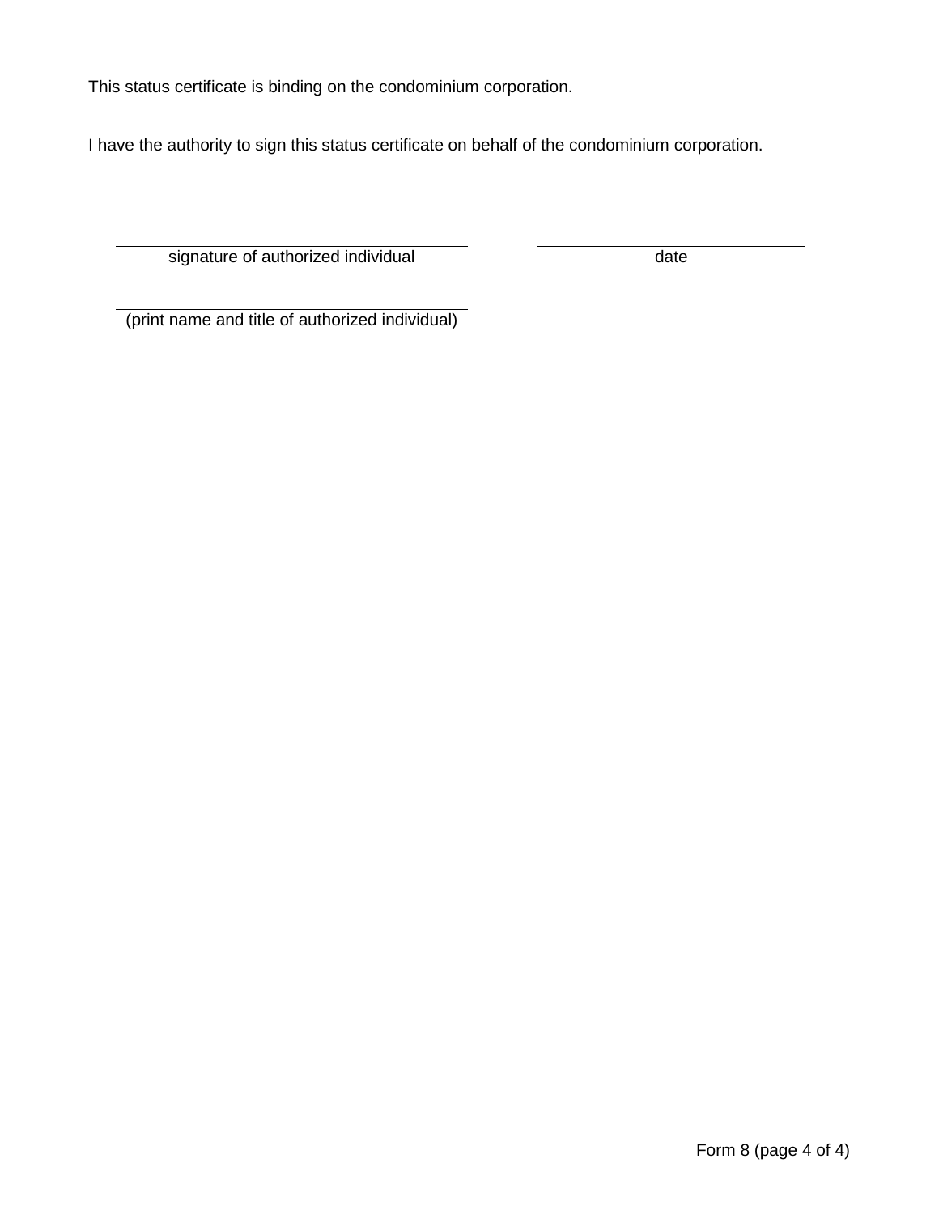This status certificate is binding on the condominium corporation.

I have the authority to sign this status certificate on behalf of the condominium corporation.

\_\_\_\_\_\_\_\_\_\_\_\_\_\_\_\_\_\_\_\_\_\_\_\_\_\_\_\_\_\_\_\_\_\_\_\_\_\_\_\_
signature of authorized individual

\_\_\_\_\_\_\_\_\_\_\_\_\_\_\_\_\_\_\_\_\_\_\_\_\_\_\_\_\_\_
date

\_\_\_\_\_\_\_\_\_\_\_\_\_\_\_\_\_\_\_\_\_\_\_\_\_\_\_\_\_\_\_\_\_\_\_\_\_\_\_\_
(print name and title of authorized individual)

Form 8